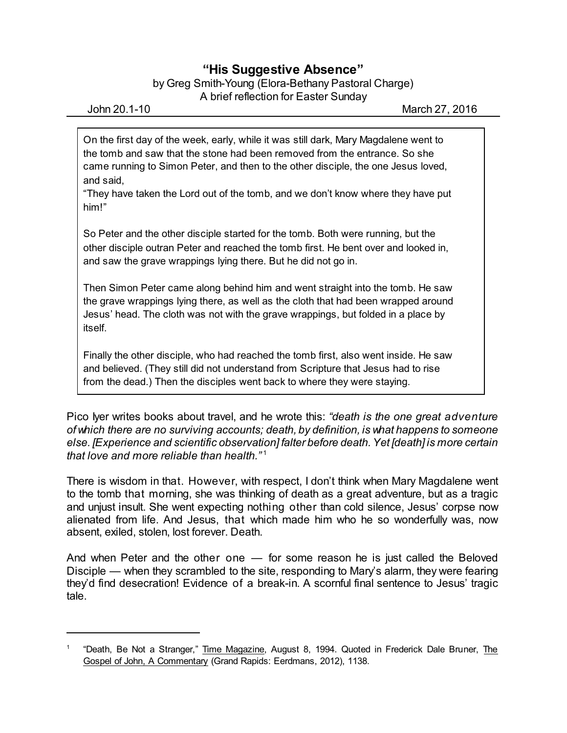# "His Suggestive Absence"

by Greg Smith-Young (Elora-Bethany Pastoral Charge)
A brief reflection for Easter Sunday

John 20.1-10 March 27, 2016

> On the first day of the week, early, while it was still dark, Mary Magdalene went to the tomb and saw that the stone had been removed from the entrance. So she came running to Simon Peter, and then to the other disciple, the one Jesus loved, and said,
> "They have taken the Lord out of the tomb, and we don't know where they have put him!"
>
> So Peter and the other disciple started for the tomb. Both were running, but the other disciple outran Peter and reached the tomb first. He bent over and looked in, and saw the grave wrappings lying there. But he did not go in.
>
> Then Simon Peter came along behind him and went straight into the tomb. He saw the grave wrappings lying there, as well as the cloth that had been wrapped around Jesus' head. The cloth was not with the grave wrappings, but folded in a place by itself.
>
> Finally the other disciple, who had reached the tomb first, also went inside. He saw and believed. (They still did not understand from Scripture that Jesus had to rise from the dead.) Then the disciples went back to where they were staying.

Pico Iyer writes books about travel, and he wrote this: *"death is the one great adventure of which there are no surviving accounts; death, by definition, is what happens to someone else. [Experience and scientific observation] falter before death. Yet [death] is more certain that love and more reliable than health."*[1]

There is wisdom in that. However, with respect, I don't think when Mary Magdalene went to the tomb that morning, she was thinking of death as a great adventure, but as a tragic and unjust insult. She went expecting nothing other than cold silence, Jesus' corpse now alienated from life. And Jesus, that which made him who he so wonderfully was, now absent, exiled, stolen, lost forever. Death.

And when Peter and the other one — for some reason he is just called the Beloved Disciple — when they scrambled to the site, responding to Mary's alarm, they were fearing they'd find desecration! Evidence of a break-in. A scornful final sentence to Jesus' tragic tale.

---

[1] "Death, Be Not a Stranger," Time Magazine, August 8, 1994. Quoted in Frederick Dale Bruner, The Gospel of John, A Commentary (Grand Rapids: Eerdmans, 2012), 1138.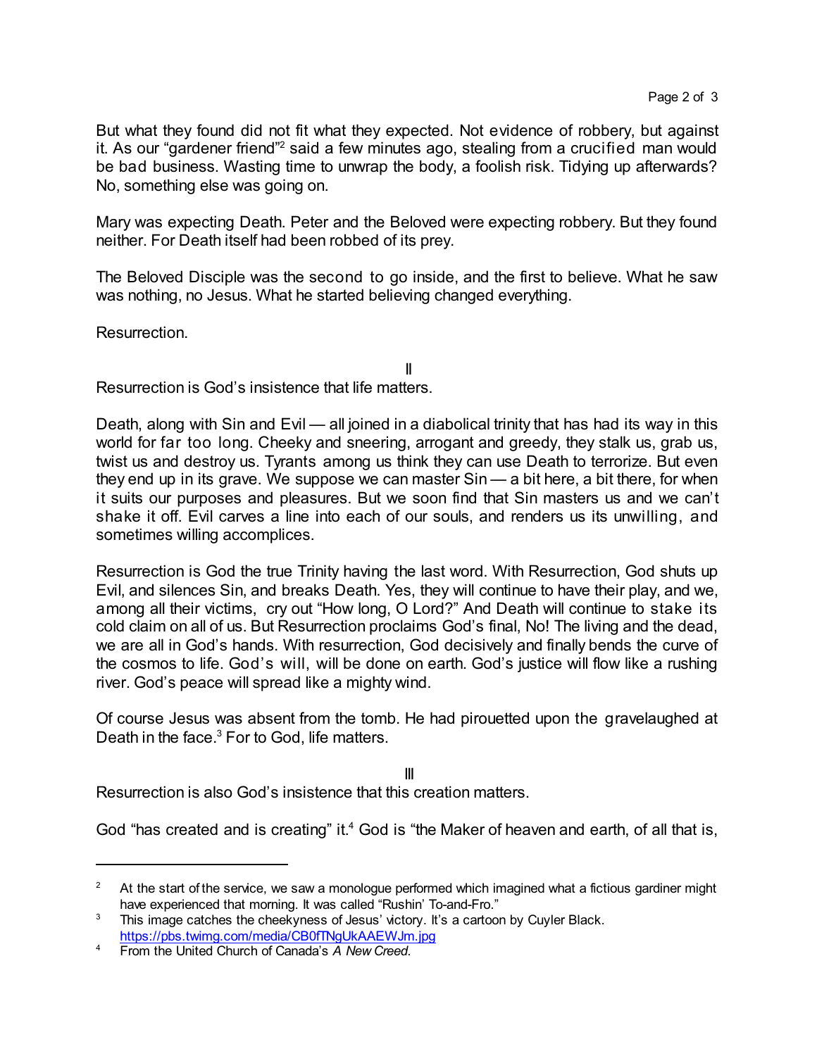But what they found did not fit what they expected. Not evidence of robbery, but against it. As our "gardener friend"[2] said a few minutes ago, stealing from a crucified man would be bad business. Wasting time to unwrap the body, a foolish risk. Tidying up afterwards? No, something else was going on.

Mary was expecting Death. Peter and the Beloved were expecting robbery. But they found neither. For Death itself had been robbed of its prey.

The Beloved Disciple was the second to go inside, and the first to believe. What he saw was nothing, no Jesus. What he started believing changed everything.

Resurrection.

II

Resurrection is God's insistence that life matters.

Death, along with Sin and Evil — all joined in a diabolical trinity that has had its way in this world for far too long. Cheeky and sneering, arrogant and greedy, they stalk us, grab us, twist us and destroy us. Tyrants among us think they can use Death to terrorize. But even they end up in its grave. We suppose we can master Sin — a bit here, a bit there, for when it suits our purposes and pleasures. But we soon find that Sin masters us and we can't shake it off. Evil carves a line into each of our souls, and renders us its unwilling, and sometimes willing accomplices.

Resurrection is God the true Trinity having the last word. With Resurrection, God shuts up Evil, and silences Sin, and breaks Death. Yes, they will continue to have their play, and we, among all their victims, cry out "How long, O Lord?" And Death will continue to stake its cold claim on all of us. But Resurrection proclaims God's final, No! The living and the dead, we are all in God's hands. With resurrection, God decisively and finally bends the curve of the cosmos to life. God's will, will be done on earth. God's justice will flow like a rushing river. God's peace will spread like a mighty wind.

Of course Jesus was absent from the tomb. He had pirouetted upon the gravelaughed at Death in the face.[3] For to God, life matters.

III

Resurrection is also God's insistence that this creation matters.

God "has created and is creating" it.[4] God is "the Maker of heaven and earth, of all that is,

---

[2] At the start of the service, we saw a monologue performed which imagined what a fictious gardiner might have experienced that morning. It was called "Rushin' To-and-Fro."

[3] This image catches the cheekyness of Jesus' victory. It's a cartoon by Cuyler Black. https://pbs.twimg.com/media/CB0fTNgUkAAEWJm.jpg

[4] From the United Church of Canada's *A New Creed*.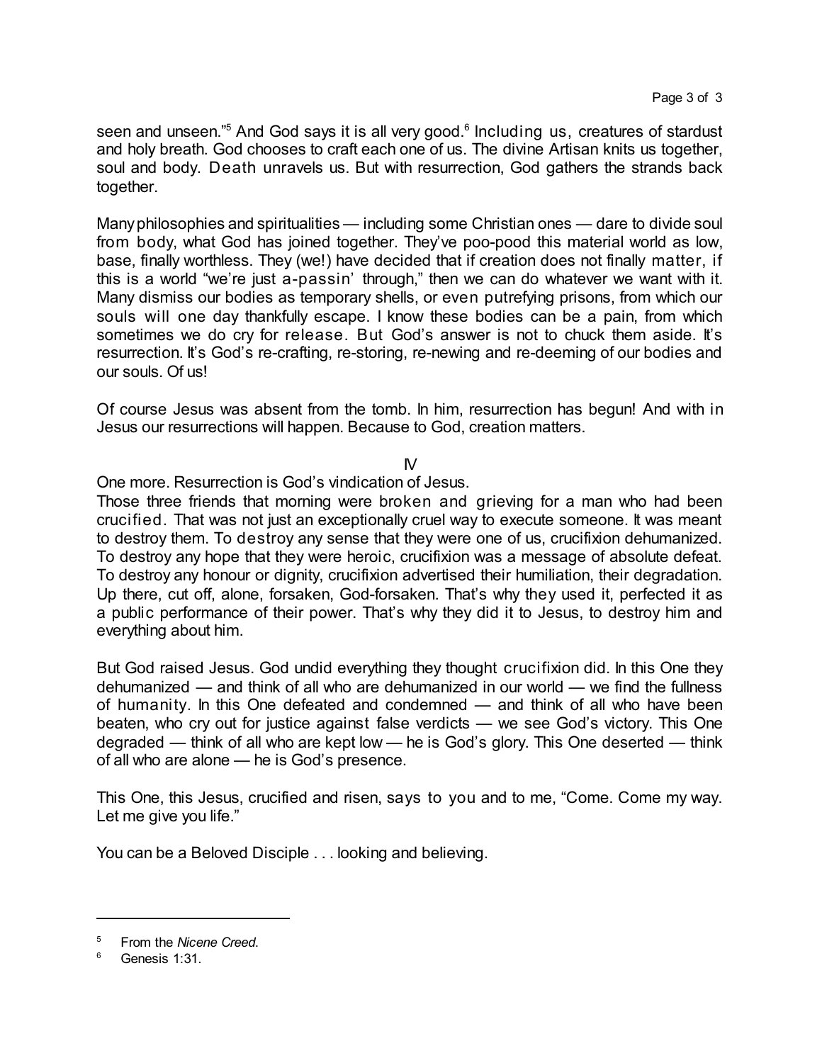seen and unseen."[5] And God says it is all very good.[6] Including us, creatures of stardust and holy breath. God chooses to craft each one of us. The divine Artisan knits us together, soul and body. Death unravels us. But with resurrection, God gathers the strands back together.

Many philosophies and spiritualities — including some Christian ones — dare to divide soul from body, what God has joined together. They've poo-pood this material world as low, base, finally worthless. They (we!) have decided that if creation does not finally matter, if this is a world "we're just a-passin' through," then we can do whatever we want with it. Many dismiss our bodies as temporary shells, or even putrefying prisons, from which our souls will one day thankfully escape. I know these bodies can be a pain, from which sometimes we do cry for release. But God's answer is not to chuck them aside. It's resurrection. It's God's re-crafting, re-storing, re-newing and re-deeming of our bodies and our souls. Of us!

Of course Jesus was absent from the tomb. In him, resurrection has begun! And with in Jesus our resurrections will happen. Because to God, creation matters.

IV

One more. Resurrection is God's vindication of Jesus.

Those three friends that morning were broken and grieving for a man who had been crucified. That was not just an exceptionally cruel way to execute someone. It was meant to destroy them. To destroy any sense that they were one of us, crucifixion dehumanized. To destroy any hope that they were heroic, crucifixion was a message of absolute defeat. To destroy any honour or dignity, crucifixion advertised their humiliation, their degradation. Up there, cut off, alone, forsaken, God-forsaken. That's why they used it, perfected it as a public performance of their power. That's why they did it to Jesus, to destroy him and everything about him.

But God raised Jesus. God undid everything they thought crucifixion did. In this One they dehumanized — and think of all who are dehumanized in our world — we find the fullness of humanity. In this One defeated and condemned — and think of all who have been beaten, who cry out for justice against false verdicts — we see God's victory. This One degraded — think of all who are kept low — he is God's glory. This One deserted — think of all who are alone — he is God's presence.

This One, this Jesus, crucified and risen, says to you and to me, "Come. Come my way. Let me give you life."

You can be a Beloved Disciple . . . looking and believing.

---

[5] From the *Nicene Creed*.

[6] Genesis 1:31.